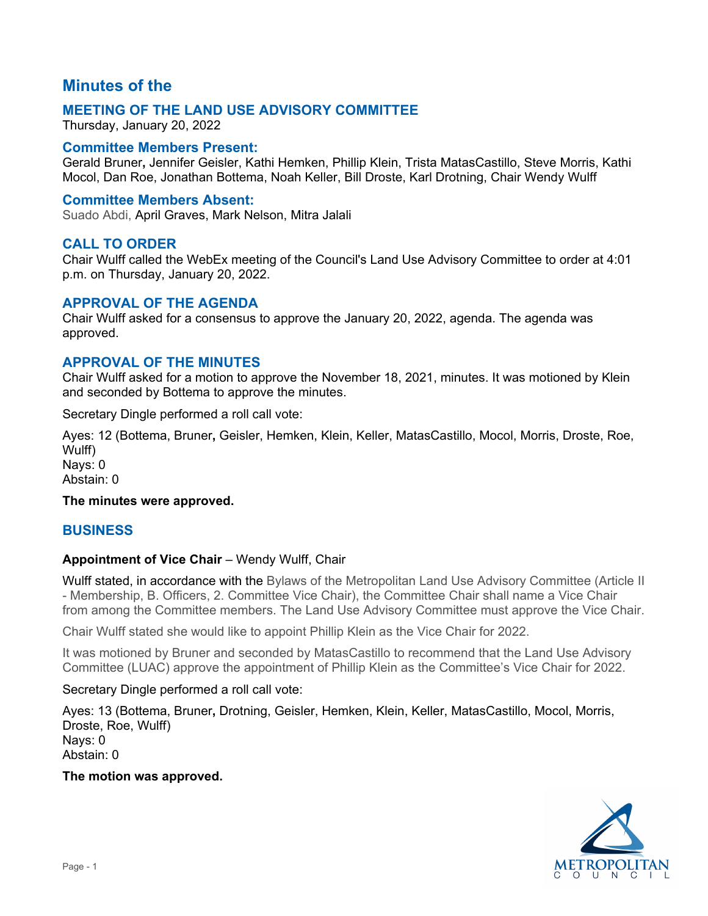# Minutes of the

## MEETING OF THE LAND USE ADVISORY COMMITTEE

Thursday, January 20, 2022

### Committee Members Present:

Gerald Bruner**,** Jennifer Geisler, Kathi Hemken, Phillip Klein, Trista MatasCastillo, Steve Morris, Kathi Mocol, Dan Roe, Jonathan Bottema, Noah Keller, Bill Droste, Karl Drotning, Chair Wendy Wulff

### Committee Members Absent:

Suado Abdi, April Graves, Mark Nelson, Mitra Jalali

### CALL TO ORDER

Chair Wulff called the WebEx meeting of the Council's Land Use Advisory Committee to order at 4:01 p.m. on Thursday, January 20, 2022.

### APPROVAL OF THE AGENDA

Chair Wulff asked for a consensus to approve the January 20, 2022, agenda. The agenda was approved.

### APPROVAL OF THE MINUTES

Chair Wulff asked for a motion to approve the November 18, 2021, minutes. It was motioned by Klein and seconded by Bottema to approve the minutes.

Secretary Dingle performed a roll call vote:

Ayes: 12 (Bottema, Bruner**,** Geisler, Hemken, Klein, Keller, MatasCastillo, Mocol, Morris, Droste, Roe, Wulff)
Nays: 0
Abstain: 0

**The minutes were approved.**

### BUSINESS

**Appointment of Vice Chair** – Wendy Wulff, Chair

Wulff stated, in accordance with the Bylaws of the Metropolitan Land Use Advisory Committee (Article II - Membership, B. Officers, 2. Committee Vice Chair), the Committee Chair shall name a Vice Chair from among the Committee members. The Land Use Advisory Committee must approve the Vice Chair.

Chair Wulff stated she would like to appoint Phillip Klein as the Vice Chair for 2022.

It was motioned by Bruner and seconded by MatasCastillo to recommend that the Land Use Advisory Committee (LUAC) approve the appointment of Phillip Klein as the Committee's Vice Chair for 2022.

Secretary Dingle performed a roll call vote:

Ayes: 13 (Bottema, Bruner**,** Drotning, Geisler, Hemken, Klein, Keller, MatasCastillo, Mocol, Morris, Droste, Roe, Wulff)
Nays: 0
Abstain: 0

**The motion was approved.**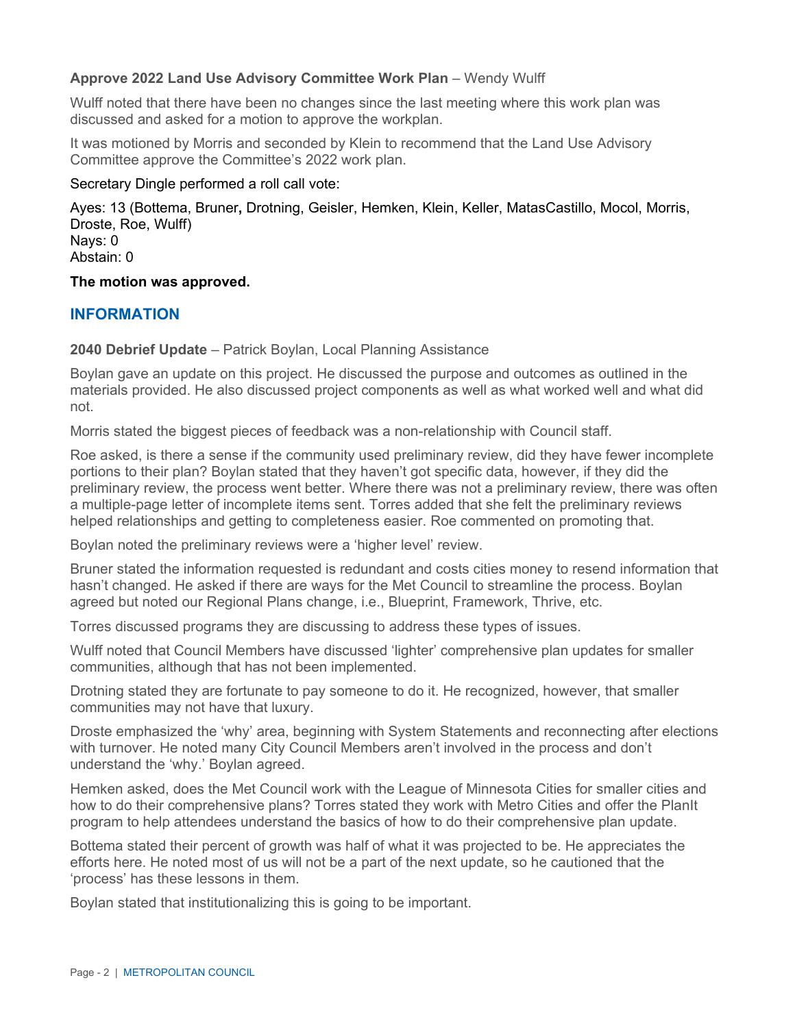**Approve 2022 Land Use Advisory Committee Work Plan** – Wendy Wulff

Wulff noted that there have been no changes since the last meeting where this work plan was discussed and asked for a motion to approve the workplan.

It was motioned by Morris and seconded by Klein to recommend that the Land Use Advisory Committee approve the Committee's 2022 work plan.

Secretary Dingle performed a roll call vote:

Ayes: 13 (Bottema, Bruner**,** Drotning, Geisler, Hemken, Klein, Keller, MatasCastillo, Mocol, Morris, Droste, Roe, Wulff)
Nays: 0
Abstain: 0

**The motion was approved.**

## INFORMATION

**2040 Debrief Update** – Patrick Boylan, Local Planning Assistance

Boylan gave an update on this project. He discussed the purpose and outcomes as outlined in the materials provided. He also discussed project components as well as what worked well and what did not.

Morris stated the biggest pieces of feedback was a non-relationship with Council staff.

Roe asked, is there a sense if the community used preliminary review, did they have fewer incomplete portions to their plan? Boylan stated that they haven't got specific data, however, if they did the preliminary review, the process went better. Where there was not a preliminary review, there was often a multiple-page letter of incomplete items sent. Torres added that she felt the preliminary reviews helped relationships and getting to completeness easier. Roe commented on promoting that.

Boylan noted the preliminary reviews were a 'higher level' review.

Bruner stated the information requested is redundant and costs cities money to resend information that hasn't changed. He asked if there are ways for the Met Council to streamline the process. Boylan agreed but noted our Regional Plans change, i.e., Blueprint, Framework, Thrive, etc.

Torres discussed programs they are discussing to address these types of issues.

Wulff noted that Council Members have discussed 'lighter' comprehensive plan updates for smaller communities, although that has not been implemented.

Drotning stated they are fortunate to pay someone to do it. He recognized, however, that smaller communities may not have that luxury.

Droste emphasized the 'why' area, beginning with System Statements and reconnecting after elections with turnover. He noted many City Council Members aren't involved in the process and don't understand the 'why.' Boylan agreed.

Hemken asked, does the Met Council work with the League of Minnesota Cities for smaller cities and how to do their comprehensive plans? Torres stated they work with Metro Cities and offer the PlanIt program to help attendees understand the basics of how to do their comprehensive plan update.

Bottema stated their percent of growth was half of what it was projected to be. He appreciates the efforts here. He noted most of us will not be a part of the next update, so he cautioned that the 'process' has these lessons in them.

Boylan stated that institutionalizing this is going to be important.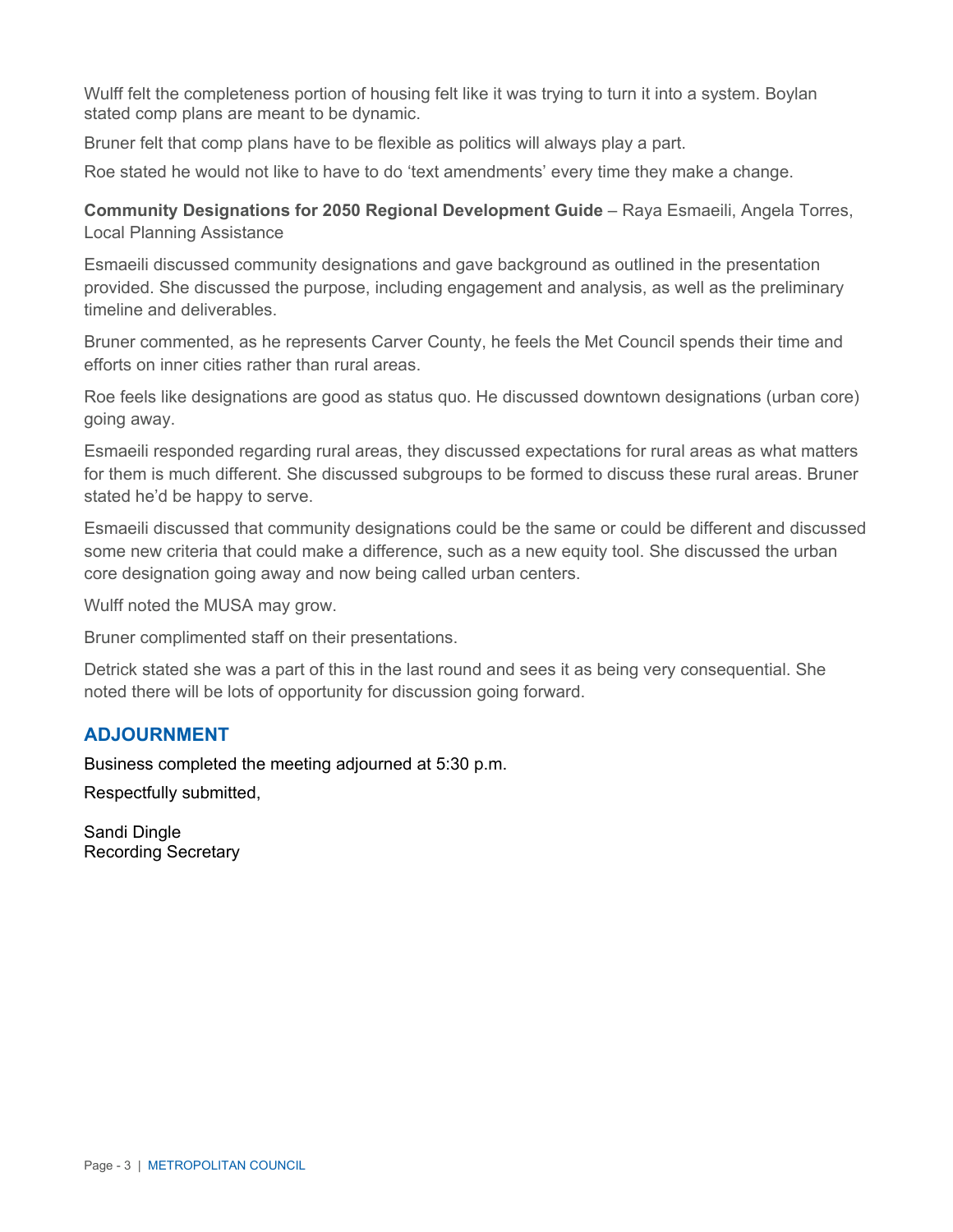Wulff felt the completeness portion of housing felt like it was trying to turn it into a system. Boylan stated comp plans are meant to be dynamic.

Bruner felt that comp plans have to be flexible as politics will always play a part.

Roe stated he would not like to have to do 'text amendments' every time they make a change.

**Community Designations for 2050 Regional Development Guide** – Raya Esmaeili, Angela Torres, Local Planning Assistance

Esmaeili discussed community designations and gave background as outlined in the presentation provided. She discussed the purpose, including engagement and analysis, as well as the preliminary timeline and deliverables.

Bruner commented, as he represents Carver County, he feels the Met Council spends their time and efforts on inner cities rather than rural areas.

Roe feels like designations are good as status quo. He discussed downtown designations (urban core) going away.

Esmaeili responded regarding rural areas, they discussed expectations for rural areas as what matters for them is much different. She discussed subgroups to be formed to discuss these rural areas. Bruner stated he'd be happy to serve.

Esmaeili discussed that community designations could be the same or could be different and discussed some new criteria that could make a difference, such as a new equity tool. She discussed the urban core designation going away and now being called urban centers.

Wulff noted the MUSA may grow.

Bruner complimented staff on their presentations.

Detrick stated she was a part of this in the last round and sees it as being very consequential. She noted there will be lots of opportunity for discussion going forward.

## ADJOURNMENT

Business completed the meeting adjourned at 5:30 p.m.

Respectfully submitted,

Sandi Dingle
Recording Secretary